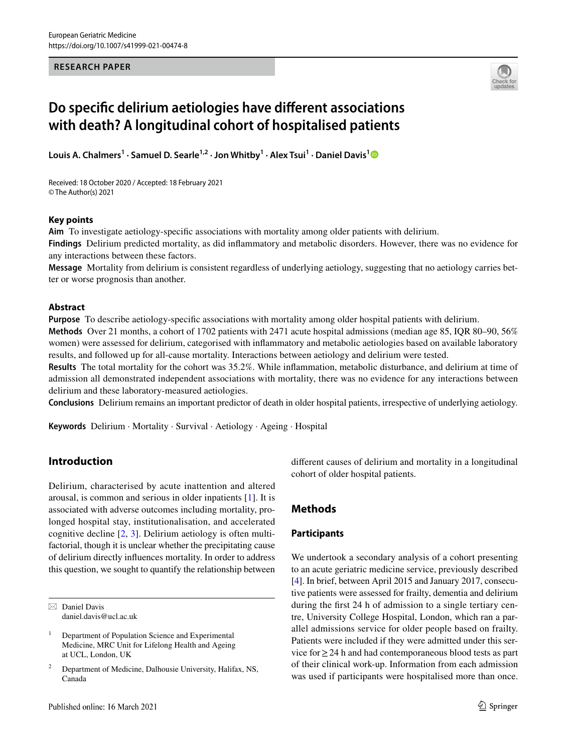RESEARCH PAPER

# Do specific delirium aetiologies have different associations with death? A longitudinal cohort of hospitalised patients

**Louis A. Chalmers[1] · Samuel D. Searle[1,2] · Jon Whitby[1] · Alex Tsui[1] · Daniel Davis[1]**

Received: 18 October 2020 / Accepted: 18 February 2021
© The Author(s) 2021

## Key points

**Aim** To investigate aetiology-specific associations with mortality among older patients with delirium.

**Findings** Delirium predicted mortality, as did inflammatory and metabolic disorders. However, there was no evidence for any interactions between these factors.

**Message** Mortality from delirium is consistent regardless of underlying aetiology, suggesting that no aetiology carries better or worse prognosis than another.

## Abstract

**Purpose** To describe aetiology-specific associations with mortality among older hospital patients with delirium.

**Methods** Over 21 months, a cohort of 1702 patients with 2471 acute hospital admissions (median age 85, IQR 80–90, 56% women) were assessed for delirium, categorised with inflammatory and metabolic aetiologies based on available laboratory results, and followed up for all-cause mortality. Interactions between aetiology and delirium were tested.

**Results** The total mortality for the cohort was 35.2%. While inflammation, metabolic disturbance, and delirium at time of admission all demonstrated independent associations with mortality, there was no evidence for any interactions between delirium and these laboratory-measured aetiologies.

**Conclusions** Delirium remains an important predictor of death in older hospital patients, irrespective of underlying aetiology.

**Keywords** Delirium · Mortality · Survival · Aetiology · Ageing · Hospital

## Introduction

Delirium, characterised by acute inattention and altered arousal, is common and serious in older inpatients [1]. It is associated with adverse outcomes including mortality, prolonged hospital stay, institutionalisation, and accelerated cognitive decline [2, 3]. Delirium aetiology is often multifactorial, though it is unclear whether the precipitating cause of delirium directly influences mortality. In order to address this question, we sought to quantify the relationship between different causes of delirium and mortality in a longitudinal cohort of older hospital patients.

## Methods

### Participants

We undertook a secondary analysis of a cohort presenting to an acute geriatric medicine service, previously described [4]. In brief, between April 2015 and January 2017, consecutive patients were assessed for frailty, dementia and delirium during the first 24 h of admission to a single tertiary centre, University College Hospital, London, which ran a parallel admissions service for older people based on frailty. Patients were included if they were admitted under this service for ≥ 24 h and had contemporaneous blood tests as part of their clinical work-up. Information from each admission was used if participants were hospitalised more than once.

✉ Daniel Davis
daniel.davis@ucl.ac.uk

[1] Department of Population Science and Experimental Medicine, MRC Unit for Lifelong Health and Ageing at UCL, London, UK

[2] Department of Medicine, Dalhousie University, Halifax, NS, Canada

Published online: 16 March 2021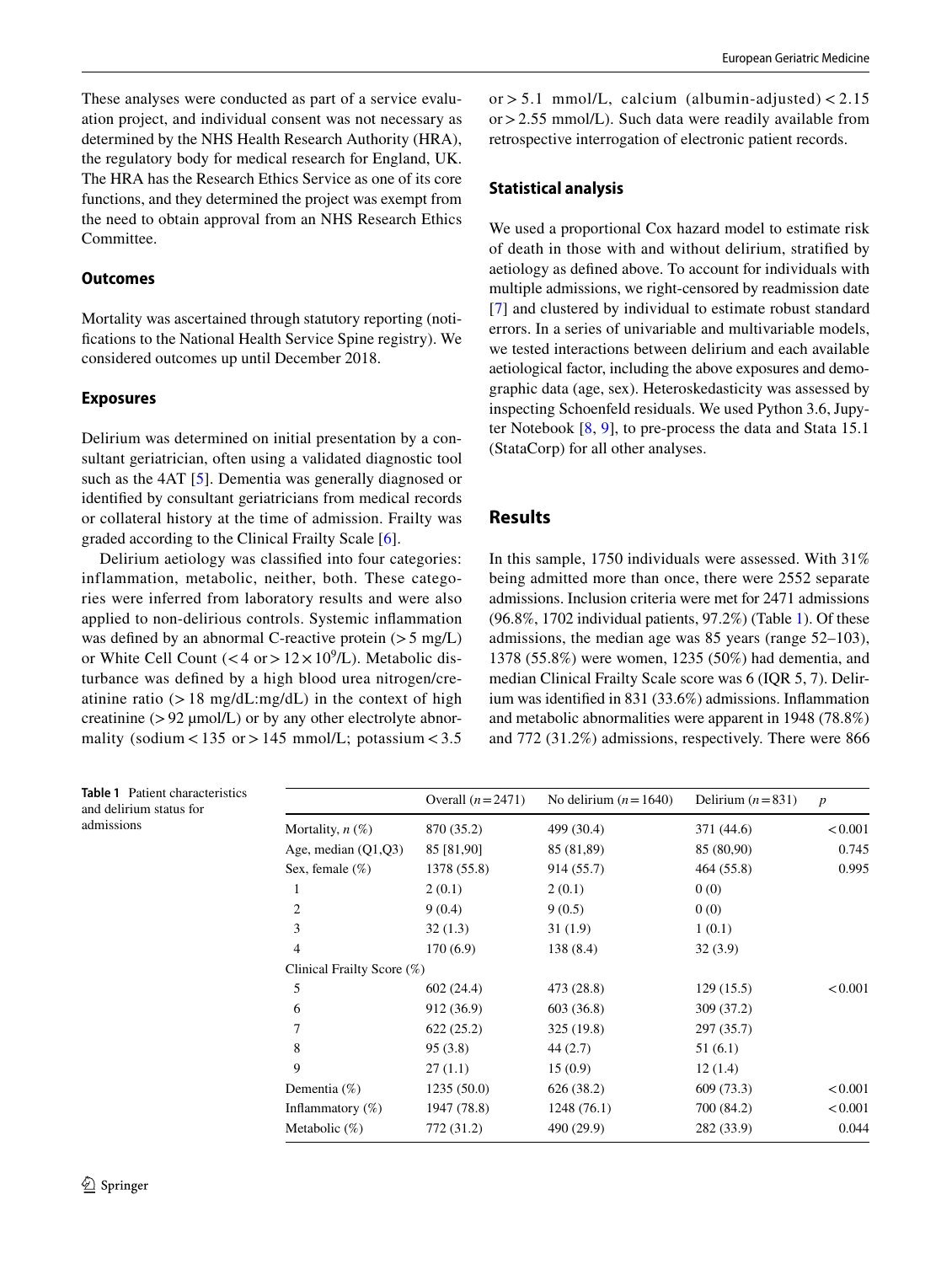These analyses were conducted as part of a service evaluation project, and individual consent was not necessary as determined by the NHS Health Research Authority (HRA), the regulatory body for medical research for England, UK. The HRA has the Research Ethics Service as one of its core functions, and they determined the project was exempt from the need to obtain approval from an NHS Research Ethics Committee.

### Outcomes

Mortality was ascertained through statutory reporting (notifications to the National Health Service Spine registry). We considered outcomes up until December 2018.

### Exposures

Delirium was determined on initial presentation by a consultant geriatrician, often using a validated diagnostic tool such as the 4AT [5]. Dementia was generally diagnosed or identified by consultant geriatricians from medical records or collateral history at the time of admission. Frailty was graded according to the Clinical Frailty Scale [6].

Delirium aetiology was classified into four categories: inflammation, metabolic, neither, both. These categories were inferred from laboratory results and were also applied to non-delirious controls. Systemic inflammation was defined by an abnormal C-reactive protein (> 5 mg/L) or White Cell Count (< 4 or > $12 \times 10^9$/L). Metabolic disturbance was defined by a high blood urea nitrogen/creatinine ratio (> 18 mg/dL:mg/dL) in the context of high creatinine (> 92 μmol/L) or by any other electrolyte abnormality (sodium < 135 or > 145 mmol/L; potassium < 3.5 or > 5.1 mmol/L, calcium (albumin-adjusted) < 2.15 or > 2.55 mmol/L). Such data were readily available from retrospective interrogation of electronic patient records.

### Statistical analysis

We used a proportional Cox hazard model to estimate risk of death in those with and without delirium, stratified by aetiology as defined above. To account for individuals with multiple admissions, we right-censored by readmission date [7] and clustered by individual to estimate robust standard errors. In a series of univariable and multivariable models, we tested interactions between delirium and each available aetiological factor, including the above exposures and demographic data (age, sex). Heteroskedasticity was assessed by inspecting Schoenfeld residuals. We used Python 3.6, Jupyter Notebook [8, 9], to pre-process the data and Stata 15.1 (StataCorp) for all other analyses.

## Results

In this sample, 1750 individuals were assessed. With 31% being admitted more than once, there were 2552 separate admissions. Inclusion criteria were met for 2471 admissions (96.8%, 1702 individual patients, 97.2%) (Table 1). Of these admissions, the median age was 85 years (range 52–103), 1378 (55.8%) were women, 1235 (50%) had dementia, and median Clinical Frailty Scale score was 6 (IQR 5, 7). Delirium was identified in 831 (33.6%) admissions. Inflammation and metabolic abnormalities were apparent in 1948 (78.8%) and 772 (31.2%) admissions, respectively. There were 866

**Table 1** Patient characteristics and delirium status for admissions

| | Overall ($n = 2471$) | No delirium ($n = 1640$) | Delirium ($n = 831$) | $p$ |
|---|---|---|---|---|
| Mortality, $n$ (%) | 870 (35.2) | 499 (30.4) | 371 (44.6) | < 0.001 |
| Age, median (Q1,Q3) | 85 [81,90] | 85 (81,89) | 85 (80,90) | 0.745 |
| Sex, female (%) | 1378 (55.8) | 914 (55.7) | 464 (55.8) | 0.995 |
| 1 | 2 (0.1) | 2 (0.1) | 0 (0) | |
| 2 | 9 (0.4) | 9 (0.5) | 0 (0) | |
| 3 | 32 (1.3) | 31 (1.9) | 1 (0.1) | |
| 4 | 170 (6.9) | 138 (8.4) | 32 (3.9) | |
| Clinical Frailty Score (%) | | | | |
| 5 | 602 (24.4) | 473 (28.8) | 129 (15.5) | < 0.001 |
| 6 | 912 (36.9) | 603 (36.8) | 309 (37.2) | |
| 7 | 622 (25.2) | 325 (19.8) | 297 (35.7) | |
| 8 | 95 (3.8) | 44 (2.7) | 51 (6.1) | |
| 9 | 27 (1.1) | 15 (0.9) | 12 (1.4) | |
| Dementia (%) | 1235 (50.0) | 626 (38.2) | 609 (73.3) | < 0.001 |
| Inflammatory (%) | 1947 (78.8) | 1248 (76.1) | 700 (84.2) | < 0.001 |
| Metabolic (%) | 772 (31.2) | 490 (29.9) | 282 (33.9) | 0.044 |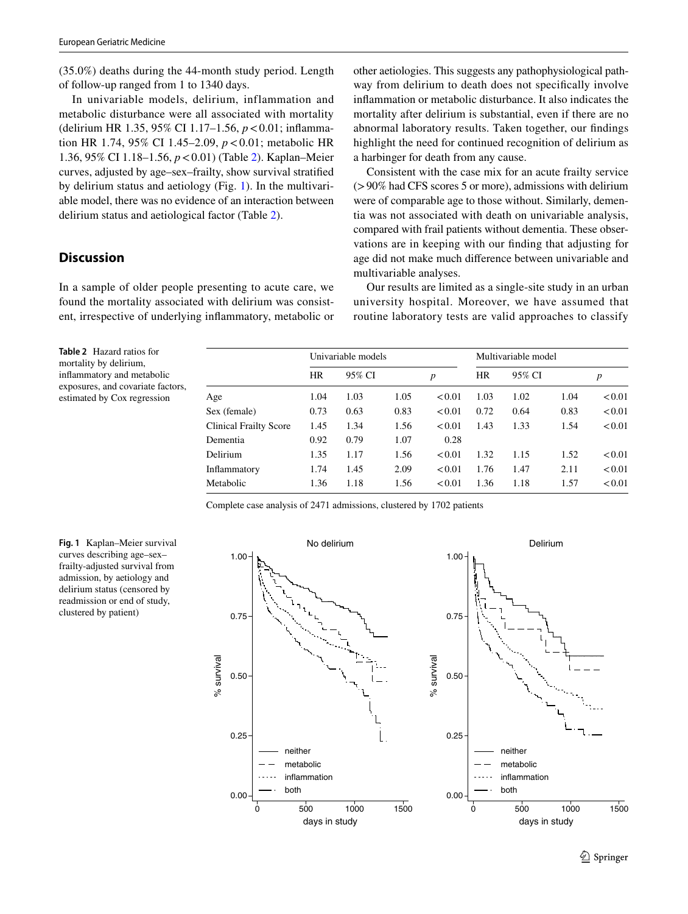(35.0%) deaths during the 44-month study period. Length of follow-up ranged from 1 to 1340 days.

In univariable models, delirium, inflammation and metabolic disturbance were all associated with mortality (delirium HR 1.35, 95% CI 1.17–1.56, $p < 0.01$; inflammation HR 1.74, 95% CI 1.45–2.09, $p < 0.01$; metabolic HR 1.36, 95% CI 1.18–1.56, $p < 0.01$) (Table 2). Kaplan–Meier curves, adjusted by age–sex–frailty, show survival stratified by delirium status and aetiology (Fig. 1). In the multivariable model, there was no evidence of an interaction between delirium status and aetiological factor (Table 2).

## Discussion

In a sample of older people presenting to acute care, we found the mortality associated with delirium was consistent, irrespective of underlying inflammatory, metabolic or other aetiologies. This suggests any pathophysiological pathway from delirium to death does not specifically involve inflammation or metabolic disturbance. It also indicates the mortality after delirium is substantial, even if there are no abnormal laboratory results. Taken together, our findings highlight the need for continued recognition of delirium as a harbinger for death from any cause.

Consistent with the case mix for an acute frailty service (> 90% had CFS scores 5 or more), admissions with delirium were of comparable age to those without. Similarly, dementia was not associated with death on univariable analysis, compared with frail patients without dementia. These observations are in keeping with our finding that adjusting for age did not make much difference between univariable and multivariable analyses.

Our results are limited as a single-site study in an urban university hospital. Moreover, we have assumed that routine laboratory tests are valid approaches to classify

**Table 2** Hazard ratios for mortality by delirium, inflammatory and metabolic exposures, and covariate factors, estimated by Cox regression

| | Univariable models | | | | Multivariable model | | | |
|---|---|---|---|---|---|---|---|---|
| | HR | 95% CI | | *p* | HR | 95% CI | | *p* |
| Age | 1.04 | 1.03 | 1.05 | < 0.01 | 1.03 | 1.02 | 1.04 | < 0.01 |
| Sex (female) | 0.73 | 0.63 | 0.83 | < 0.01 | 0.72 | 0.64 | 0.83 | < 0.01 |
| Clinical Frailty Score | 1.45 | 1.34 | 1.56 | < 0.01 | 1.43 | 1.33 | 1.54 | < 0.01 |
| Dementia | 0.92 | 0.79 | 1.07 | 0.28 | | | | |
| Delirium | 1.35 | 1.17 | 1.56 | < 0.01 | 1.32 | 1.15 | 1.52 | < 0.01 |
| Inflammatory | 1.74 | 1.45 | 2.09 | < 0.01 | 1.76 | 1.47 | 2.11 | < 0.01 |
| Metabolic | 1.36 | 1.18 | 1.56 | < 0.01 | 1.36 | 1.18 | 1.57 | < 0.01 |

Complete case analysis of 2471 admissions, clustered by 1702 patients

**Fig. 1** Kaplan–Meier survival curves describing age–sex–frailty-adjusted survival from admission, by aetiology and delirium status (censored by readmission or end of study, clustered by patient)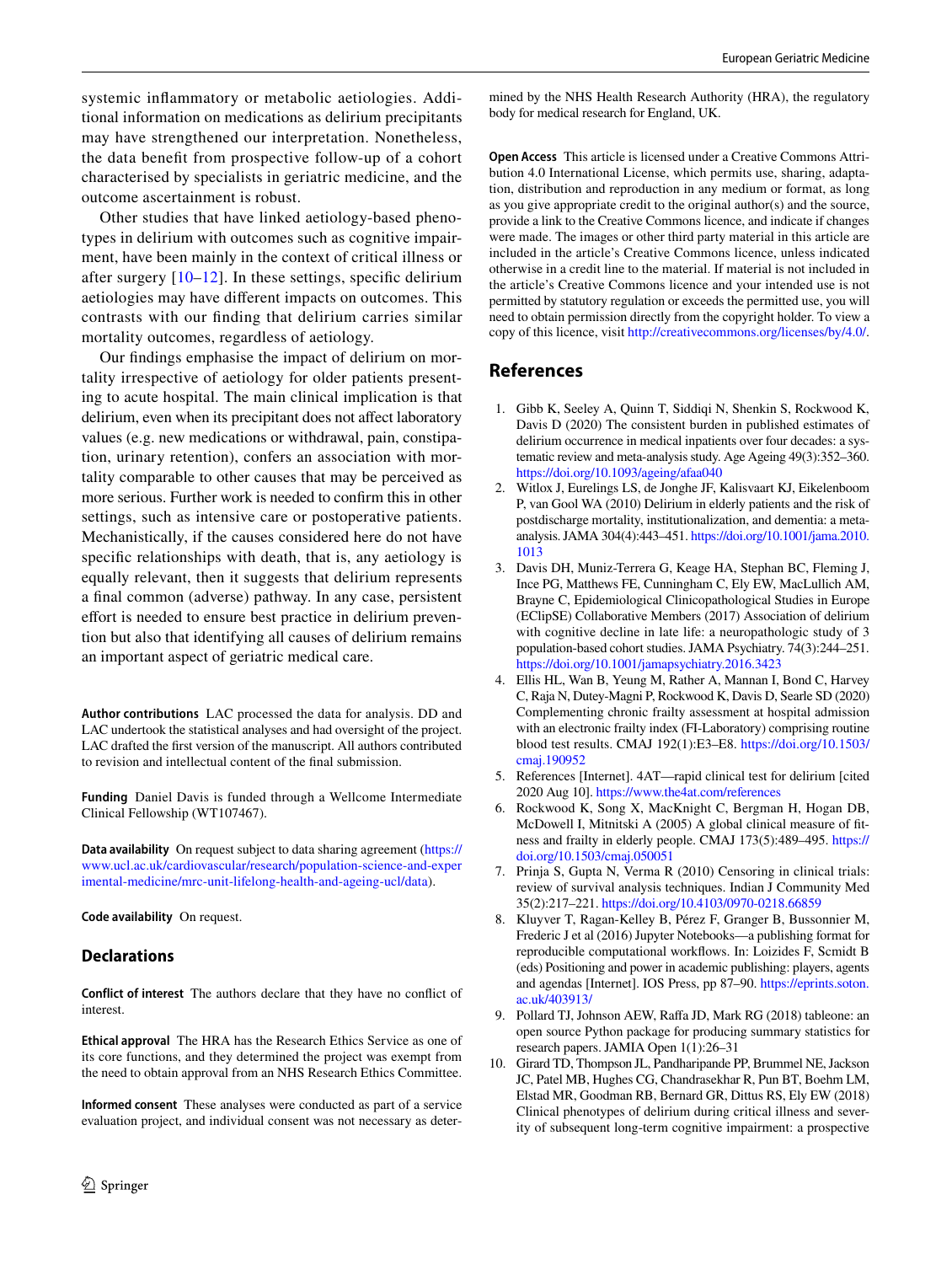systemic inflammatory or metabolic aetiologies. Additional information on medications as delirium precipitants may have strengthened our interpretation. Nonetheless, the data benefit from prospective follow-up of a cohort characterised by specialists in geriatric medicine, and the outcome ascertainment is robust.

Other studies that have linked aetiology-based phenotypes in delirium with outcomes such as cognitive impairment, have been mainly in the context of critical illness or after surgery [10–12]. In these settings, specific delirium aetiologies may have different impacts on outcomes. This contrasts with our finding that delirium carries similar mortality outcomes, regardless of aetiology.

Our findings emphasise the impact of delirium on mortality irrespective of aetiology for older patients presenting to acute hospital. The main clinical implication is that delirium, even when its precipitant does not affect laboratory values (e.g. new medications or withdrawal, pain, constipation, urinary retention), confers an association with mortality comparable to other causes that may be perceived as more serious. Further work is needed to confirm this in other settings, such as intensive care or postoperative patients. Mechanistically, if the causes considered here do not have specific relationships with death, that is, any aetiology is equally relevant, then it suggests that delirium represents a final common (adverse) pathway. In any case, persistent effort is needed to ensure best practice in delirium prevention but also that identifying all causes of delirium remains an important aspect of geriatric medical care.

**Author contributions** LAC processed the data for analysis. DD and LAC undertook the statistical analyses and had oversight of the project. LAC drafted the first version of the manuscript. All authors contributed to revision and intellectual content of the final submission.

**Funding** Daniel Davis is funded through a Wellcome Intermediate Clinical Fellowship (WT107467).

**Data availability** On request subject to data sharing agreement (https://www.ucl.ac.uk/cardiovascular/research/population-science-and-experimental-medicine/mrc-unit-lifelong-health-and-ageing-ucl/data).

**Code availability** On request.

## Declarations

**Conflict of interest** The authors declare that they have no conflict of interest.

**Ethical approval** The HRA has the Research Ethics Service as one of its core functions, and they determined the project was exempt from the need to obtain approval from an NHS Research Ethics Committee.

**Informed consent** These analyses were conducted as part of a service evaluation project, and individual consent was not necessary as determined by the NHS Health Research Authority (HRA), the regulatory body for medical research for England, UK.

**Open Access** This article is licensed under a Creative Commons Attribution 4.0 International License, which permits use, sharing, adaptation, distribution and reproduction in any medium or format, as long as you give appropriate credit to the original author(s) and the source, provide a link to the Creative Commons licence, and indicate if changes were made. The images or other third party material in this article are included in the article's Creative Commons licence, unless indicated otherwise in a credit line to the material. If material is not included in the article's Creative Commons licence and your intended use is not permitted by statutory regulation or exceeds the permitted use, you will need to obtain permission directly from the copyright holder. To view a copy of this licence, visit http://creativecommons.org/licenses/by/4.0/.

## References

1. Gibb K, Seeley A, Quinn T, Siddiqi N, Shenkin S, Rockwood K, Davis D (2020) The consistent burden in published estimates of delirium occurrence in medical inpatients over four decades: a systematic review and meta-analysis study. Age Ageing 49(3):352–360. https://doi.org/10.1093/ageing/afaa040
2. Witlox J, Eurelings LS, de Jonghe JF, Kalisvaart KJ, Eikelenboom P, van Gool WA (2010) Delirium in elderly patients and the risk of postdischarge mortality, institutionalization, and dementia: a meta-analysis. JAMA 304(4):443–451. https://doi.org/10.1001/jama.2010.1013
3. Davis DH, Muniz-Terrera G, Keage HA, Stephan BC, Fleming J, Ince PG, Matthews FE, Cunningham C, Ely EW, MacLullich AM, Brayne C, Epidemiological Clinicopathological Studies in Europe (EClipSE) Collaborative Members (2017) Association of delirium with cognitive decline in late life: a neuropathologic study of 3 population-based cohort studies. JAMA Psychiatry. 74(3):244–251. https://doi.org/10.1001/jamapsychiatry.2016.3423
4. Ellis HL, Wan B, Yeung M, Rather A, Mannan I, Bond C, Harvey C, Raja N, Dutey-Magni P, Rockwood K, Davis D, Searle SD (2020) Complementing chronic frailty assessment at hospital admission with an electronic frailty index (FI-Laboratory) comprising routine blood test results. CMAJ 192(1):E3–E8. https://doi.org/10.1503/cmaj.190952
5. References [Internet]. 4AT—rapid clinical test for delirium [cited 2020 Aug 10]. https://www.the4at.com/references
6. Rockwood K, Song X, MacKnight C, Bergman H, Hogan DB, McDowell I, Mitnitski A (2005) A global clinical measure of fitness and frailty in elderly people. CMAJ 173(5):489–495. https://doi.org/10.1503/cmaj.050051
7. Prinja S, Gupta N, Verma R (2010) Censoring in clinical trials: review of survival analysis techniques. Indian J Community Med 35(2):217–221. https://doi.org/10.4103/0970-0218.66859
8. Kluyver T, Ragan-Kelley B, Pérez F, Granger B, Bussonnier M, Frederic J et al (2016) Jupyter Notebooks—a publishing format for reproducible computational workflows. In: Loizides F, Scmidt B (eds) Positioning and power in academic publishing: players, agents and agendas [Internet]. IOS Press, pp 87–90. https://eprints.soton.ac.uk/403913/
9. Pollard TJ, Johnson AEW, Raffa JD, Mark RG (2018) tableone: an open source Python package for producing summary statistics for research papers. JAMIA Open 1(1):26–31
10. Girard TD, Thompson JL, Pandharipande PP, Brummel NE, Jackson JC, Patel MB, Hughes CG, Chandrasekhar R, Pun BT, Boehm LM, Elstad MR, Goodman RB, Bernard GR, Dittus RS, Ely EW (2018) Clinical phenotypes of delirium during critical illness and severity of subsequent long-term cognitive impairment: a prospective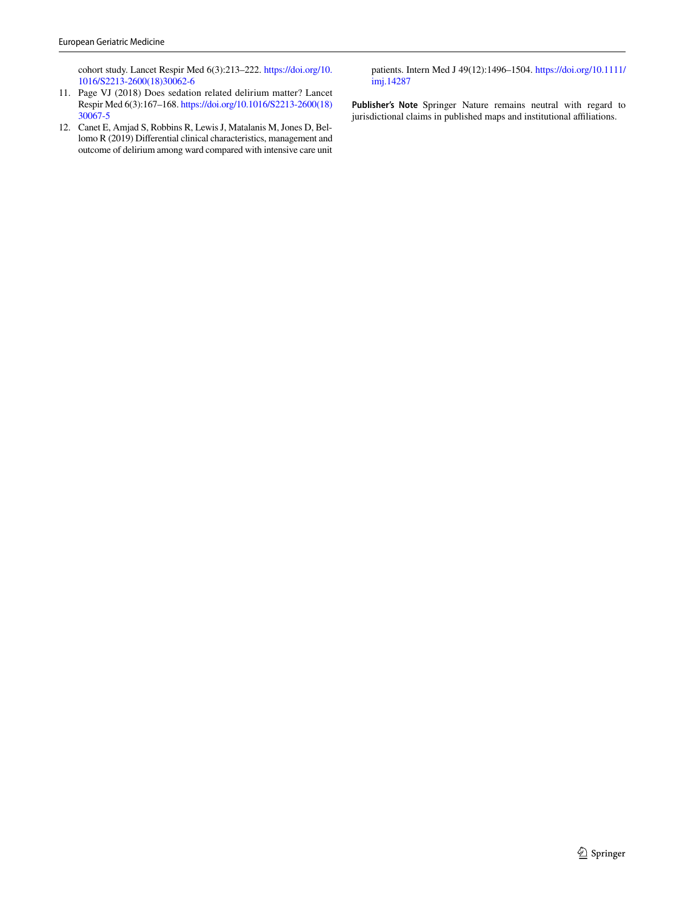cohort study. Lancet Respir Med 6(3):213–222. https://doi.org/10.1016/S2213-2600(18)30062-6

11. Page VJ (2018) Does sedation related delirium matter? Lancet Respir Med 6(3):167–168. https://doi.org/10.1016/S2213-2600(18)30067-5
12. Canet E, Amjad S, Robbins R, Lewis J, Matalanis M, Jones D, Bellomo R (2019) Differential clinical characteristics, management and outcome of delirium among ward compared with intensive care unit patients. Intern Med J 49(12):1496–1504. https://doi.org/10.1111/imj.14287

**Publisher's Note** Springer Nature remains neutral with regard to jurisdictional claims in published maps and institutional affiliations.